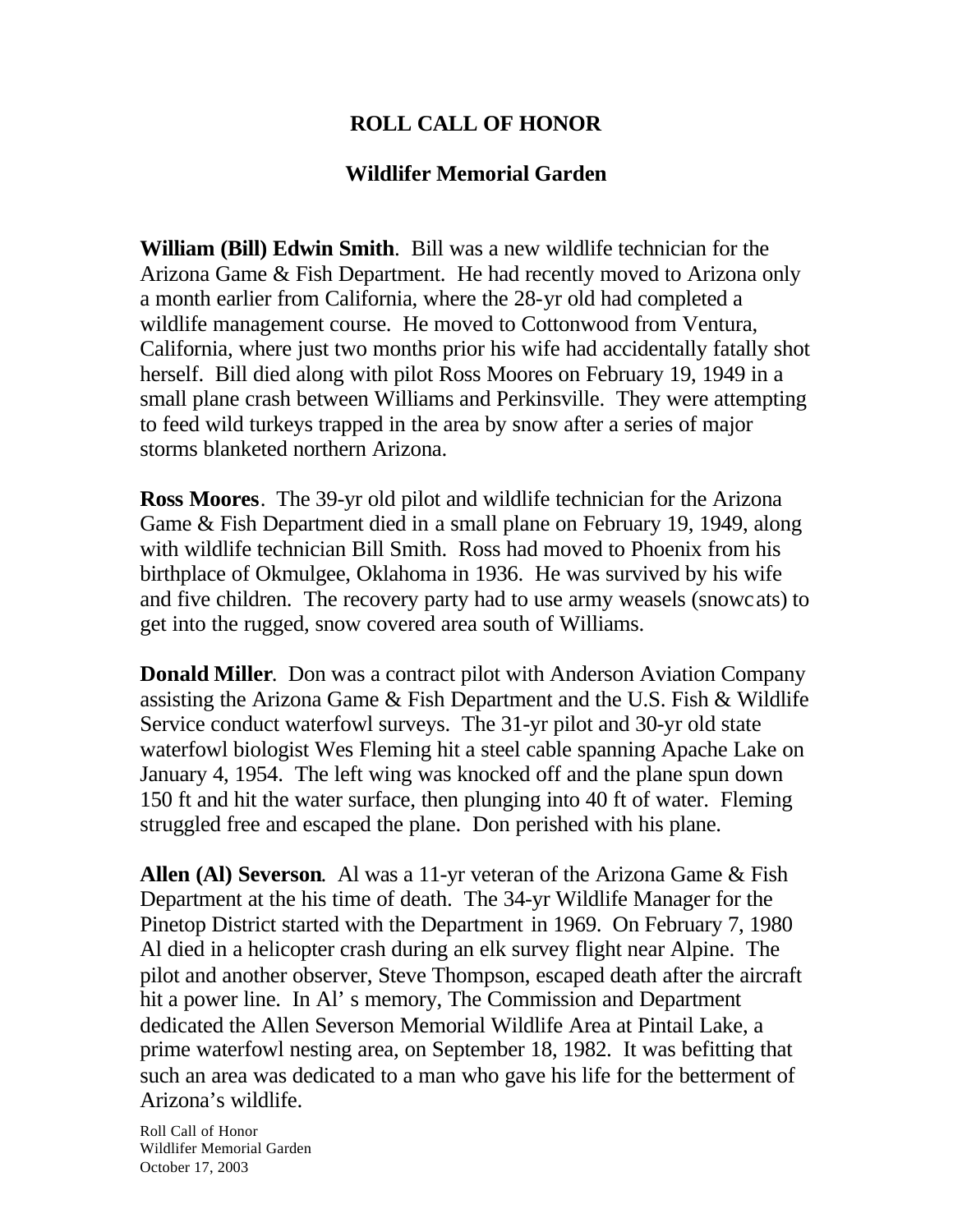# ROLL CALL OF HONOR

## Wildlifer Memorial Garden

**William (Bill) Edwin Smith**. Bill was a new wildlife technician for the Arizona Game & Fish Department. He had recently moved to Arizona only a month earlier from California, where the 28-yr old had completed a wildlife management course. He moved to Cottonwood from Ventura, California, where just two months prior his wife had accidentally fatally shot herself. Bill died along with pilot Ross Moores on February 19, 1949 in a small plane crash between Williams and Perkinsville. They were attempting to feed wild turkeys trapped in the area by snow after a series of major storms blanketed northern Arizona.

**Ross Moores**. The 39-yr old pilot and wildlife technician for the Arizona Game & Fish Department died in a small plane on February 19, 1949, along with wildlife technician Bill Smith. Ross had moved to Phoenix from his birthplace of Okmulgee, Oklahoma in 1936. He was survived by his wife and five children. The recovery party had to use army weasels (snowcats) to get into the rugged, snow covered area south of Williams.

**Donald Miller**. Don was a contract pilot with Anderson Aviation Company assisting the Arizona Game & Fish Department and the U.S. Fish & Wildlife Service conduct waterfowl surveys. The 31-yr pilot and 30-yr old state waterfowl biologist Wes Fleming hit a steel cable spanning Apache Lake on January 4, 1954. The left wing was knocked off and the plane spun down 150 ft and hit the water surface, then plunging into 40 ft of water. Fleming struggled free and escaped the plane. Don perished with his plane.

**Allen (Al) Severson**. Al was a 11-yr veteran of the Arizona Game & Fish Department at the his time of death. The 34-yr Wildlife Manager for the Pinetop District started with the Department in 1969. On February 7, 1980 Al died in a helicopter crash during an elk survey flight near Alpine. The pilot and another observer, Steve Thompson, escaped death after the aircraft hit a power line. In Al's memory, The Commission and Department dedicated the Allen Severson Memorial Wildlife Area at Pintail Lake, a prime waterfowl nesting area, on September 18, 1982. It was befitting that such an area was dedicated to a man who gave his life for the betterment of Arizona's wildlife.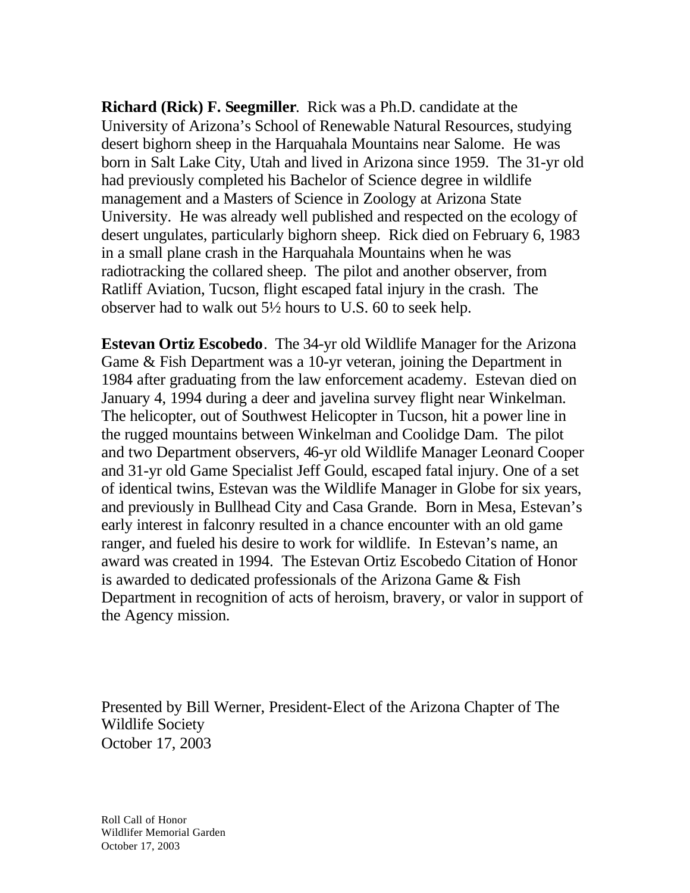**Richard (Rick) F. Seegmiller**. Rick was a Ph.D. candidate at the University of Arizona's School of Renewable Natural Resources, studying desert bighorn sheep in the Harquahala Mountains near Salome. He was born in Salt Lake City, Utah and lived in Arizona since 1959. The 31-yr old had previously completed his Bachelor of Science degree in wildlife management and a Masters of Science in Zoology at Arizona State University. He was already well published and respected on the ecology of desert ungulates, particularly bighorn sheep. Rick died on February 6, 1983 in a small plane crash in the Harquahala Mountains when he was radiotracking the collared sheep. The pilot and another observer, from Ratliff Aviation, Tucson, flight escaped fatal injury in the crash. The observer had to walk out 5½ hours to U.S. 60 to seek help.

**Estevan Ortiz Escobedo**. The 34-yr old Wildlife Manager for the Arizona Game & Fish Department was a 10-yr veteran, joining the Department in 1984 after graduating from the law enforcement academy. Estevan died on January 4, 1994 during a deer and javelina survey flight near Winkelman. The helicopter, out of Southwest Helicopter in Tucson, hit a power line in the rugged mountains between Winkelman and Coolidge Dam. The pilot and two Department observers, 46-yr old Wildlife Manager Leonard Cooper and 31-yr old Game Specialist Jeff Gould, escaped fatal injury. One of a set of identical twins, Estevan was the Wildlife Manager in Globe for six years, and previously in Bullhead City and Casa Grande. Born in Mesa, Estevan's early interest in falconry resulted in a chance encounter with an old game ranger, and fueled his desire to work for wildlife. In Estevan's name, an award was created in 1994. The Estevan Ortiz Escobedo Citation of Honor is awarded to dedicated professionals of the Arizona Game & Fish Department in recognition of acts of heroism, bravery, or valor in support of the Agency mission.

Presented by Bill Werner, President-Elect of the Arizona Chapter of The Wildlife Society
October 17, 2003